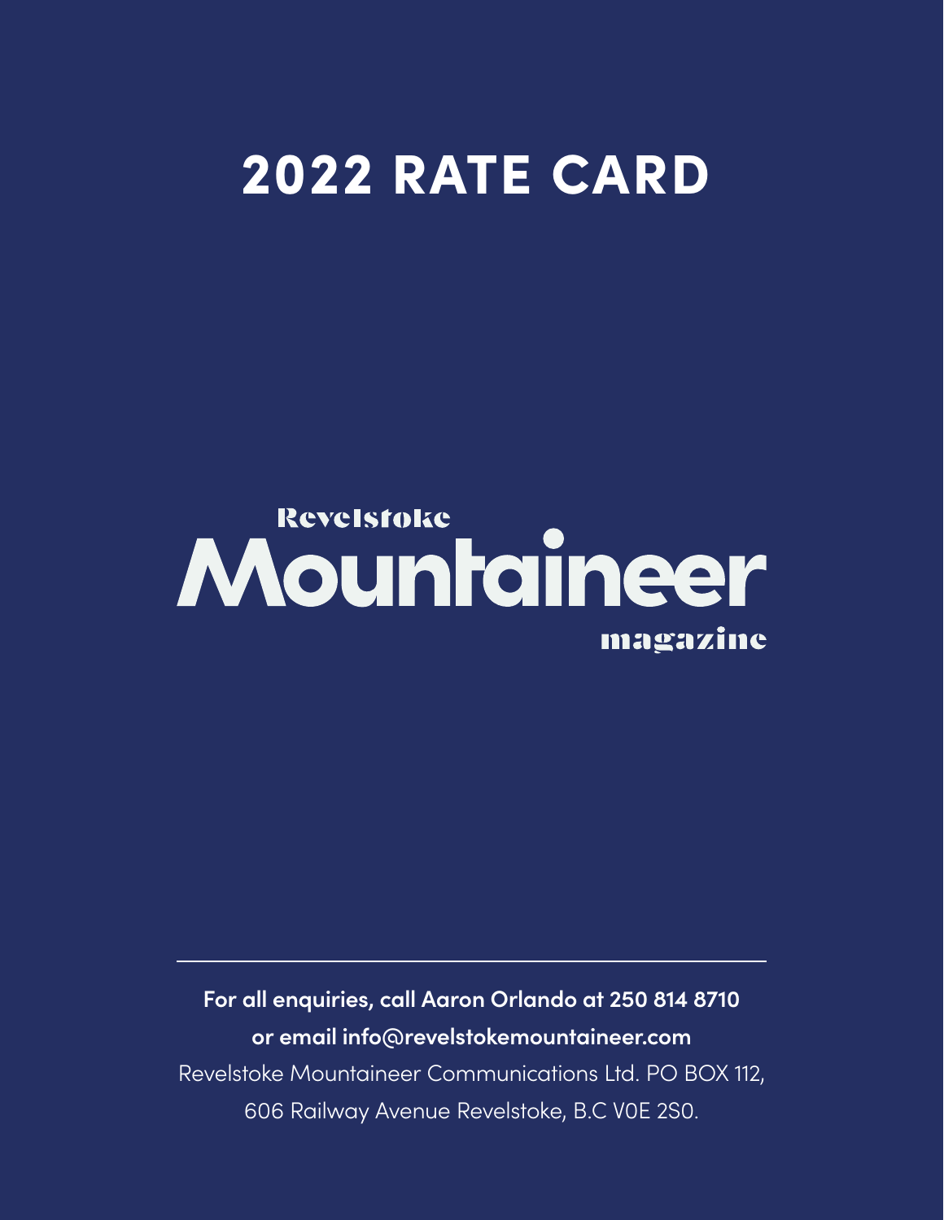# 2022 RATE CARD

Revelstoke
Mountaineer
magazine

---

**For all enquiries, call Aaron Orlando at 250 814 8710**
**or email info@revelstokemountaineer.com**
Revelstoke Mountaineer Communications Ltd. PO BOX 112,
606 Railway Avenue Revelstoke, B.C V0E 2S0.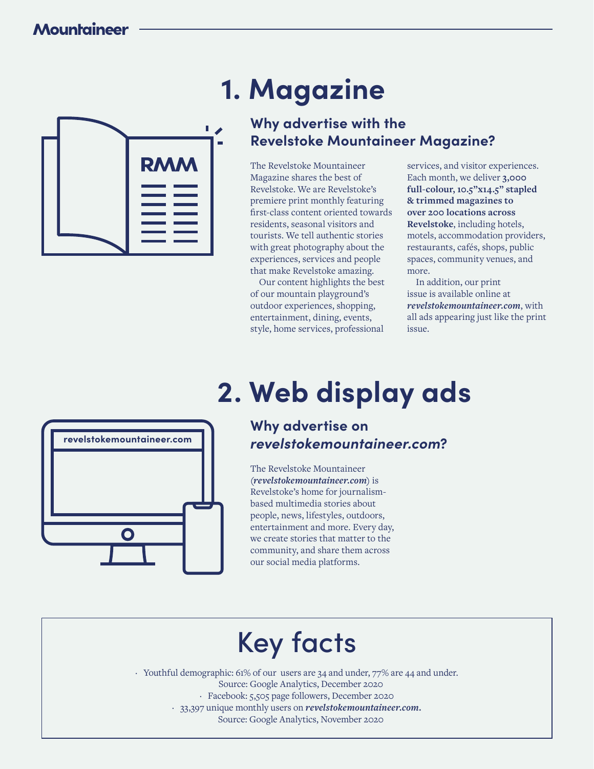# 1. Magazine

## Why advertise with the Revelstoke Mountaineer Magazine?

The Revelstoke Mountaineer Magazine shares the best of Revelstoke. We are Revelstoke's premiere print monthly featuring first-class content oriented towards residents, seasonal visitors and tourists. We tell authentic stories with great photography about the experiences, services and people that make Revelstoke amazing.

Our content highlights the best of our mountain playground's outdoor experiences, shopping, entertainment, dining, events, style, home services, professional services, and visitor experiences. Each month, we deliver **3,000 full-colour, 10.5"x14.5" stapled & trimmed magazines to over 200 locations across Revelstoke**, including hotels, motels, accommodation providers, restaurants, cafés, shops, public spaces, community venues, and more.

In addition, our print issue is available online at ***revelstokemountaineer.com***, with all ads appearing just like the print issue.

# 2. Web display ads

## Why advertise on *revelstokemountaineer.com*?

The Revelstoke Mountaineer (***revelstokemountaineer.com***) is Revelstoke's home for journalism-based multimedia stories about people, news, lifestyles, outdoors, entertainment and more. Every day, we create stories that matter to the community, and share them across our social media platforms.

# Key facts

- Youthful demographic: 61% of our users are 34 and under, 77% are 44 and under. Source: Google Analytics, December 2020
- Facebook: 5,505 page followers, December 2020
- 33,397 unique monthly users on ***revelstokemountaineer.com.*** Source: Google Analytics, November 2020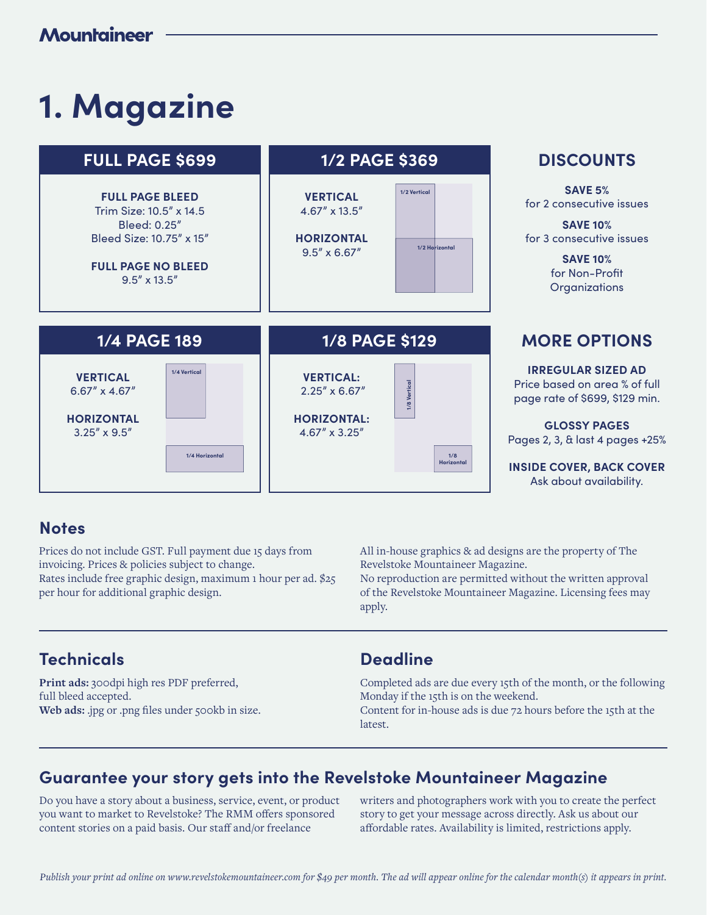# 1. Magazine

## FULL PAGE $699

**FULL PAGE BLEED**
Trim Size: 10.5" x 14.5
Bleed: 0.25"
Bleed Size: 10.75" x 15"

**FULL PAGE NO BLEED**
9.5" x 13.5"

## 1/2 PAGE $369

**VERTICAL**
4.67" x 13.5"

**HORIZONTAL**
9.5" x 6.67"

1/2 Vertical

1/2 Horizontal

## DISCOUNTS

**SAVE 5%**
for 2 consecutive issues

**SAVE 10%**
for 3 consecutive issues

**SAVE 10%**
for Non-Profit Organizations

## 1/4 PAGE 189

**VERTICAL**
6.67" x 4.67"

**HORIZONTAL**
3.25" x 9.5"

1/4 Vertical

1/4 Horizontal

## 1/8 PAGE $129

**VERTICAL:**
2.25" x 6.67"

**HORIZONTAL:**
4.67" x 3.25"

1/8 Vertical

1/8 Horizontal

## MORE OPTIONS

**IRREGULAR SIZED AD**
Price based on area % of full page rate of $699, $129 min.

**GLOSSY PAGES**
Pages 2, 3, & last 4 pages +25%

**INSIDE COVER, BACK COVER**
Ask about availability.

## Notes

Prices do not include GST. Full payment due 15 days from invoicing. Prices & policies subject to change.
Rates include free graphic design, maximum 1 hour per ad. $25 per hour for additional graphic design.

All in-house graphics & ad designs are the property of The Revelstoke Mountaineer Magazine.
No reproduction are permitted without the written approval of the Revelstoke Mountaineer Magazine. Licensing fees may apply.

## Technicals

**Print ads:** 300dpi high res PDF preferred, full bleed accepted.
**Web ads:** .jpg or .png files under 500kb in size.

## Deadline

Completed ads are due every 15th of the month, or the following Monday if the 15th is on the weekend.
Content for in-house ads is due 72 hours before the 15th at the latest.

## Guarantee your story gets into the Revelstoke Mountaineer Magazine

Do you have a story about a business, service, event, or product you want to market to Revelstoke? The RMM offers sponsored content stories on a paid basis. Our staff and/or freelance writers and photographers work with you to create the perfect story to get your message across directly. Ask us about our affordable rates. Availability is limited, restrictions apply.

*Publish your print ad online on www.revelstokemountaineer.com for $49 per month. The ad will appear online for the calendar month(s) it appears in print.*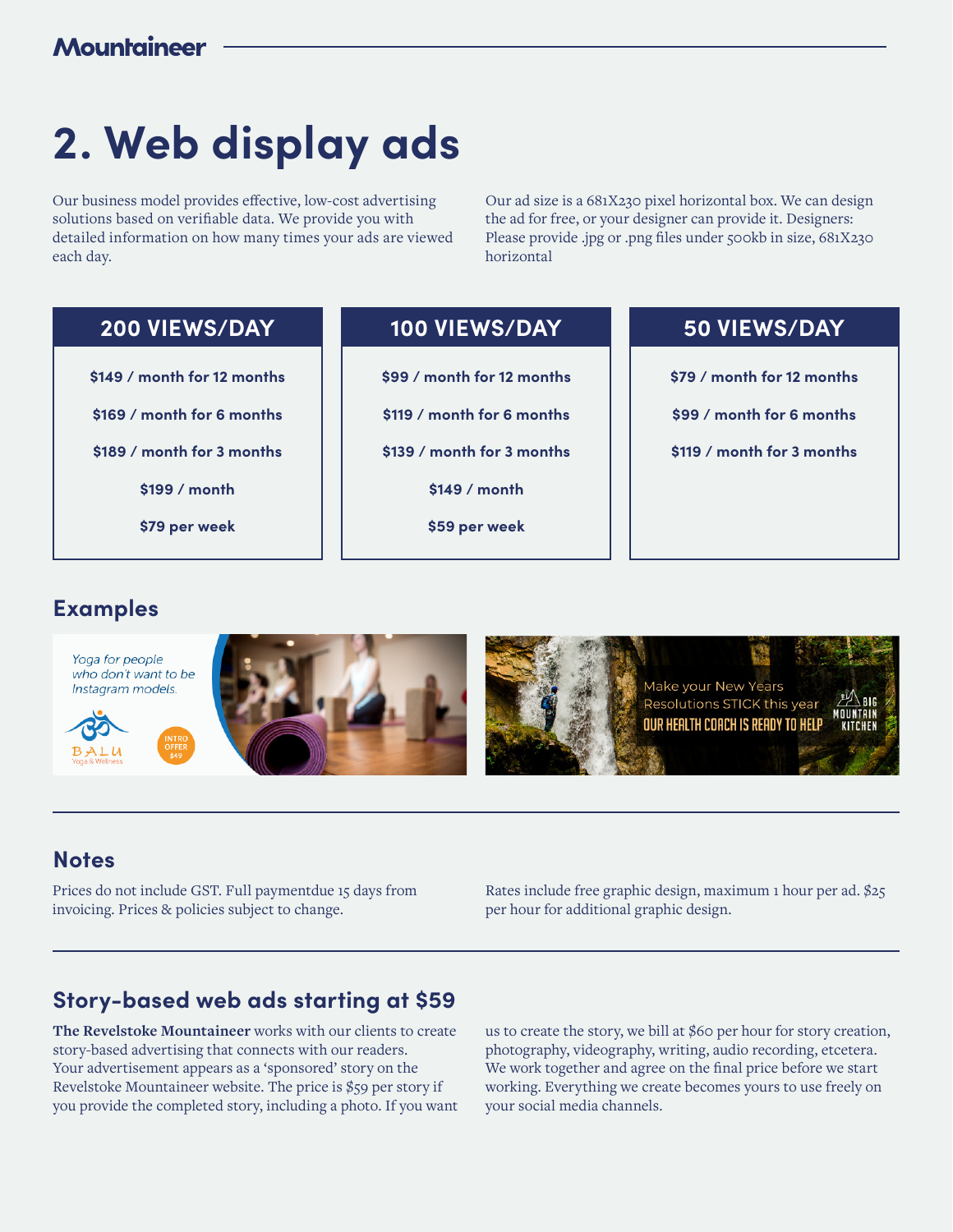# 2. Web display ads

Our business model provides effective, low-cost advertising solutions based on verifiable data. We provide you with detailed information on how many times your ads are viewed each day.

Our ad size is a 681X230 pixel horizontal box. We can design the ad for free, or your designer can provide it. Designers: Please provide .jpg or .png files under 500kb in size, 681X230 horizontal

| 200 VIEWS/DAY | 100 VIEWS/DAY | 50 VIEWS/DAY |
|---|---|---|
| $149 / month for 12 months | $99 / month for 12 months | $79 / month for 12 months |
| $169 / month for 6 months | $119 / month for 6 months | $99 / month for 6 months |
| $189 / month for 3 months | $139 / month for 3 months | $119 / month for 3 months |
| $199 / month | $149 / month | |
| $79 per week | $59 per week | |

## Examples

## Notes

Prices do not include GST. Full paymentdue 15 days from invoicing. Prices & policies subject to change.

Rates include free graphic design, maximum 1 hour per ad. $25 per hour for additional graphic design.

## Story-based web ads starting at $59

**The Revelstoke Mountaineer** works with our clients to create story-based advertising that connects with our readers. Your advertisement appears as a 'sponsored' story on the Revelstoke Mountaineer website. The price is $59 per story if you provide the completed story, including a photo. If you want us to create the story, we bill at $60 per hour for story creation, photography, videography, writing, audio recording, etcetera. We work together and agree on the final price before we start working. Everything we create becomes yours to use freely on your social media channels.